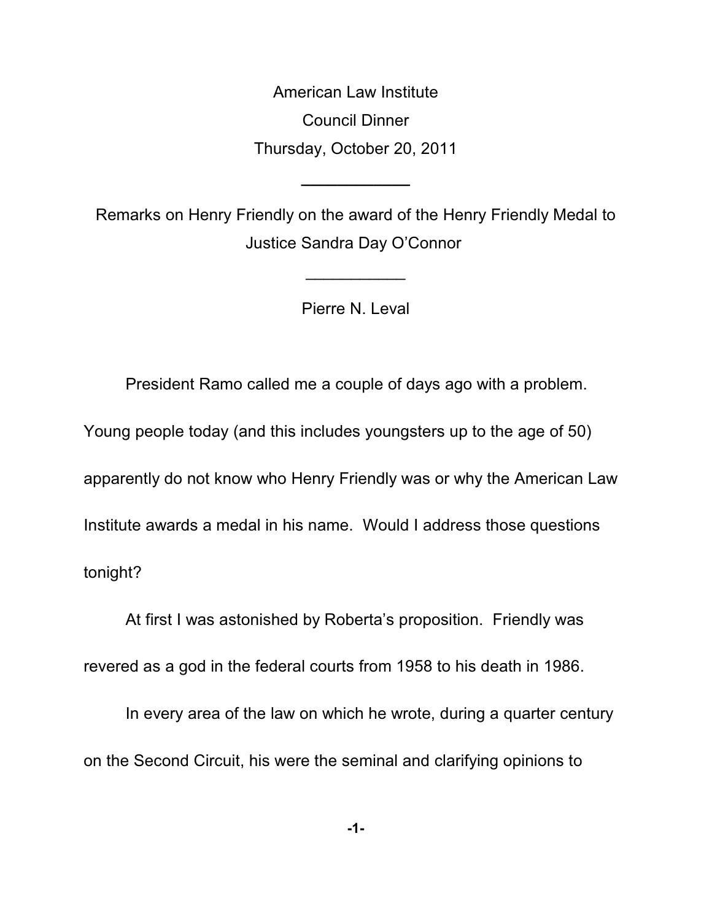American Law Institute

Council Dinner

Thursday, October 20, 2011

---

Remarks on Henry Friendly on the award of the Henry Friendly Medal to Justice Sandra Day O'Connor

---

Pierre N. Leval

President Ramo called me a couple of days ago with a problem. Young people today (and this includes youngsters up to the age of 50) apparently do not know who Henry Friendly was or why the American Law Institute awards a medal in his name. Would I address those questions tonight?

At first I was astonished by Roberta's proposition. Friendly was revered as a god in the federal courts from 1958 to his death in 1986.

In every area of the law on which he wrote, during a quarter century on the Second Circuit, his were the seminal and clarifying opinions to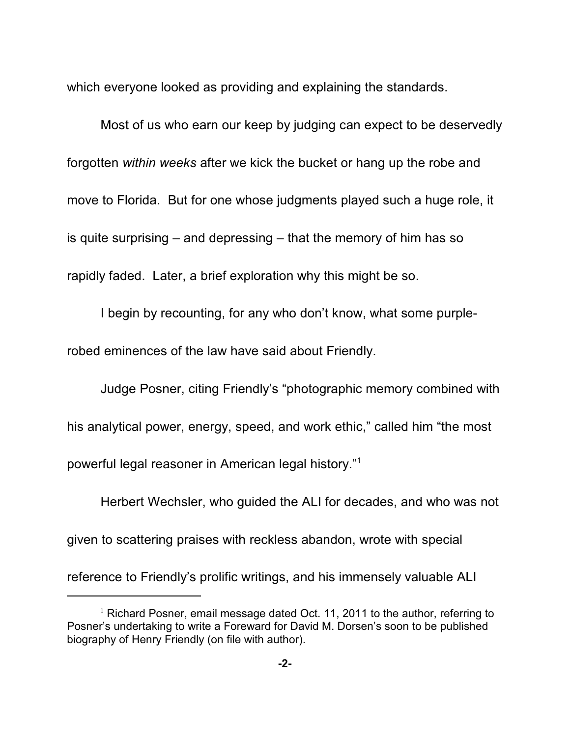which everyone looked as providing and explaining the standards.

Most of us who earn our keep by judging can expect to be deservedly forgotten *within weeks* after we kick the bucket or hang up the robe and move to Florida. But for one whose judgments played such a huge role, it is quite surprising – and depressing – that the memory of him has so rapidly faded. Later, a brief exploration why this might be so.

I begin by recounting, for any who don't know, what some purple-robed eminences of the law have said about Friendly.

Judge Posner, citing Friendly's "photographic memory combined with his analytical power, energy, speed, and work ethic," called him "the most powerful legal reasoner in American legal history."[1]

Herbert Wechsler, who guided the ALI for decades, and who was not given to scattering praises with reckless abandon, wrote with special reference to Friendly's prolific writings, and his immensely valuable ALI

---

[1] Richard Posner, email message dated Oct. 11, 2011 to the author, referring to Posner's undertaking to write a Foreward for David M. Dorsen's soon to be published biography of Henry Friendly (on file with author).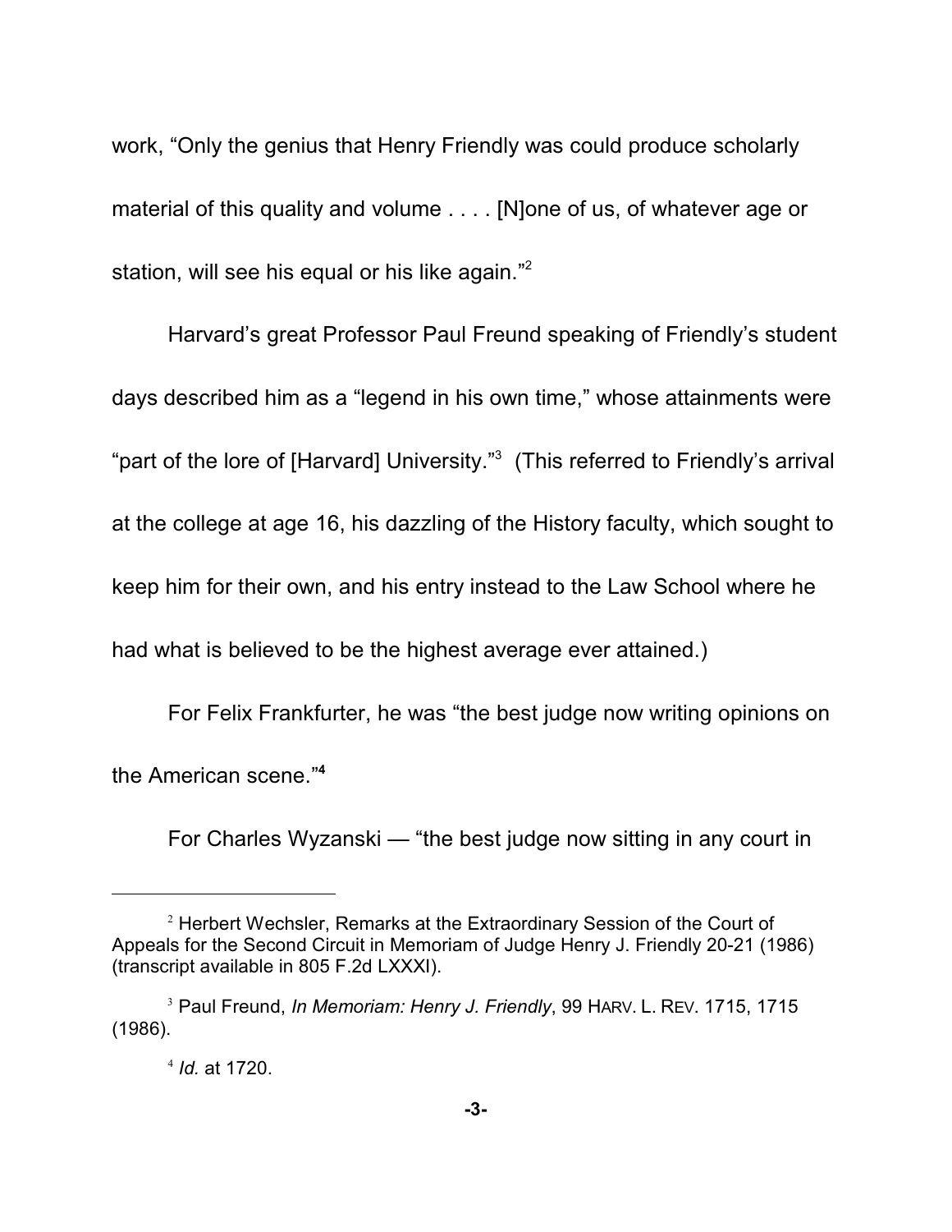work, “Only the genius that Henry Friendly was could produce scholarly material of this quality and volume . . . . [N]one of us, of whatever age or station, will see his equal or his like again.”[2]

Harvard’s great Professor Paul Freund speaking of Friendly’s student days described him as a “legend in his own time,” whose attainments were “part of the lore of [Harvard] University.”[3] (This referred to Friendly’s arrival at the college at age 16, his dazzling of the History faculty, which sought to keep him for their own, and his entry instead to the Law School where he had what is believed to be the highest average ever attained.)

For Felix Frankfurter, he was “the best judge now writing opinions on the American scene.”[4]

For Charles Wyzanski — “the best judge now sitting in any court in

---

[2] Herbert Wechsler, Remarks at the Extraordinary Session of the Court of Appeals for the Second Circuit in Memoriam of Judge Henry J. Friendly 20-21 (1986) (transcript available in 805 F.2d LXXXI).

[3] Paul Freund, *In Memoriam: Henry J. Friendly*, 99 HARV. L. REV. 1715, 1715 (1986).

[4] *Id.* at 1720.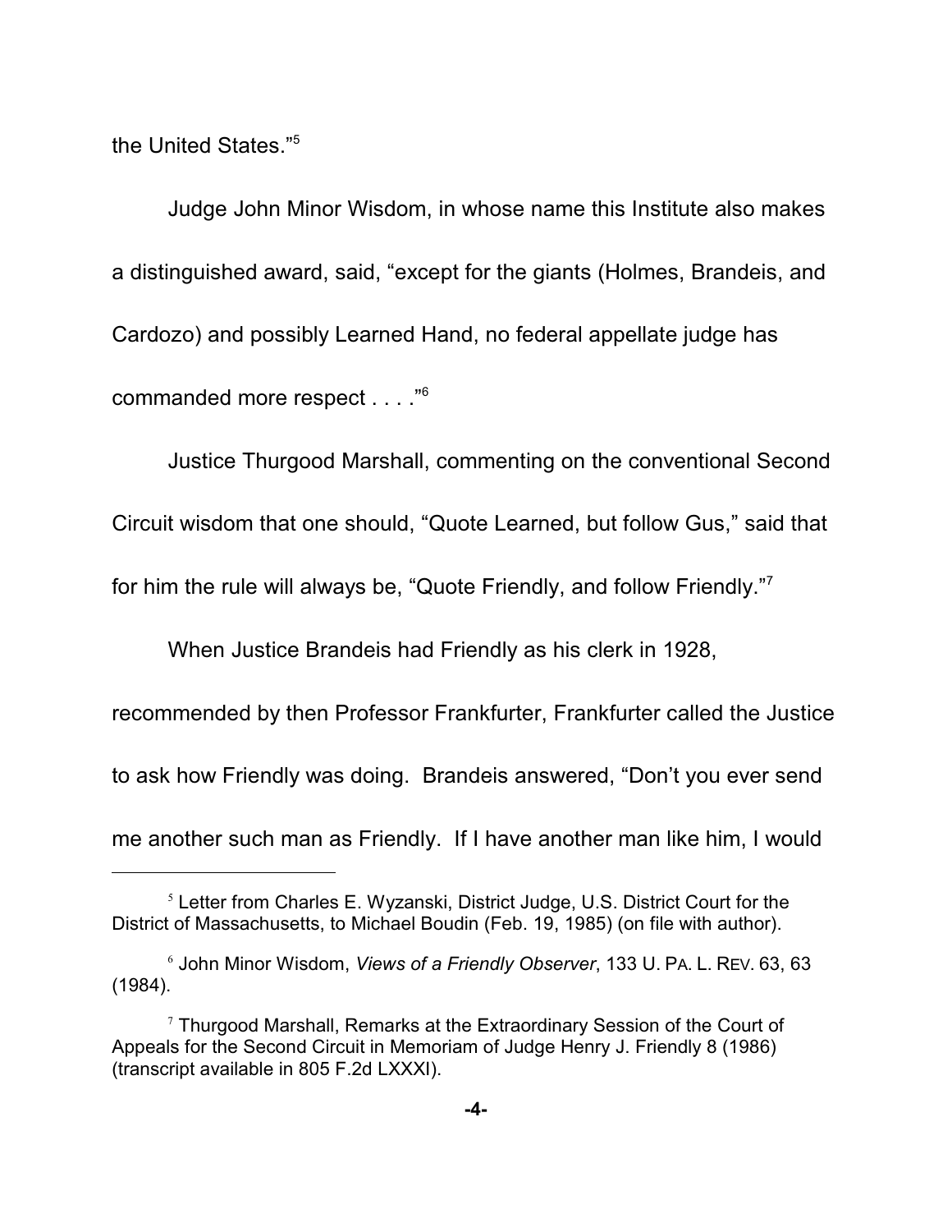the United States."[5]

Judge John Minor Wisdom, in whose name this Institute also makes a distinguished award, said, "except for the giants (Holmes, Brandeis, and Cardozo) and possibly Learned Hand, no federal appellate judge has commanded more respect . . . ."[6]

Justice Thurgood Marshall, commenting on the conventional Second Circuit wisdom that one should, "Quote Learned, but follow Gus," said that for him the rule will always be, "Quote Friendly, and follow Friendly."[7]

When Justice Brandeis had Friendly as his clerk in 1928, recommended by then Professor Frankfurter, Frankfurter called the Justice to ask how Friendly was doing. Brandeis answered, "Don't you ever send me another such man as Friendly. If I have another man like him, I would

---

[5] Letter from Charles E. Wyzanski, District Judge, U.S. District Court for the District of Massachusetts, to Michael Boudin (Feb. 19, 1985) (on file with author).

[6] John Minor Wisdom, *Views of a Friendly Observer*, 133 U. PA. L. REV. 63, 63 (1984).

[7] Thurgood Marshall, Remarks at the Extraordinary Session of the Court of Appeals for the Second Circuit in Memoriam of Judge Henry J. Friendly 8 (1986) (transcript available in 805 F.2d LXXXI).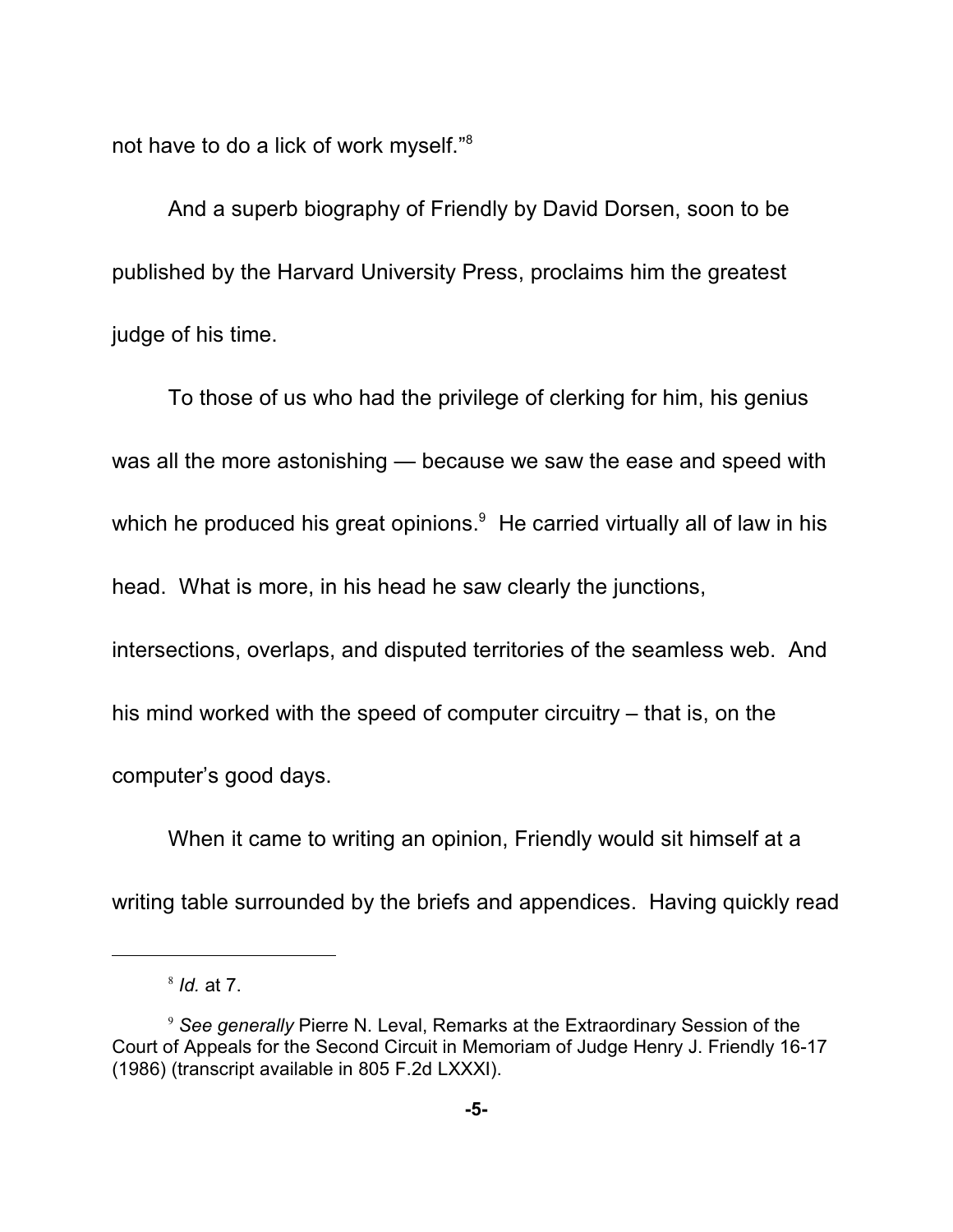not have to do a lick of work myself."[8]

And a superb biography of Friendly by David Dorsen, soon to be published by the Harvard University Press, proclaims him the greatest judge of his time.

To those of us who had the privilege of clerking for him, his genius was all the more astonishing — because we saw the ease and speed with which he produced his great opinions.[9] He carried virtually all of law in his head. What is more, in his head he saw clearly the junctions, intersections, overlaps, and disputed territories of the seamless web. And his mind worked with the speed of computer circuitry – that is, on the computer's good days.

When it came to writing an opinion, Friendly would sit himself at a writing table surrounded by the briefs and appendices. Having quickly read

---

[8] *Id.* at 7.

[9] *See generally* Pierre N. Leval, Remarks at the Extraordinary Session of the Court of Appeals for the Second Circuit in Memoriam of Judge Henry J. Friendly 16-17 (1986) (transcript available in 805 F.2d LXXXI).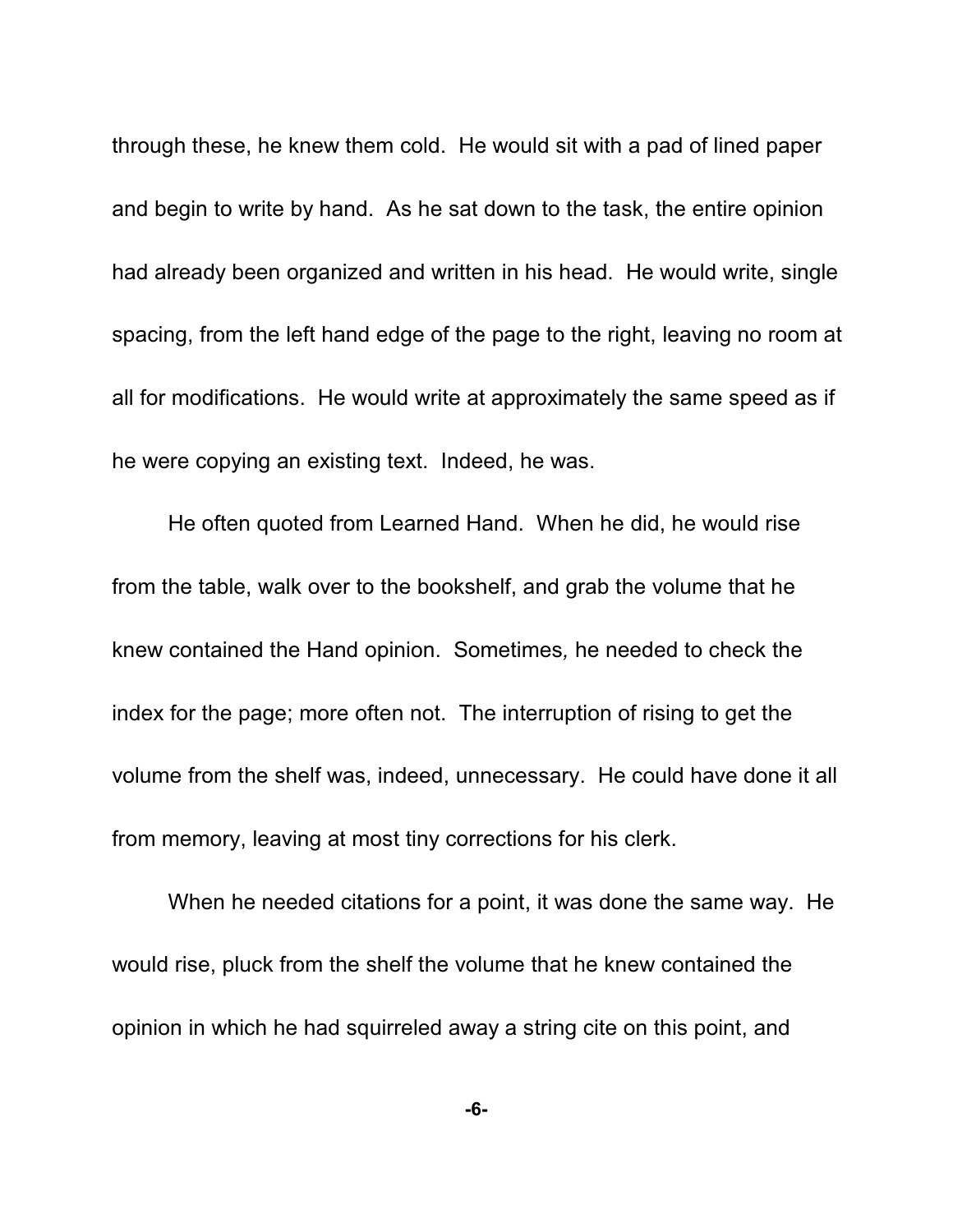through these, he knew them cold. He would sit with a pad of lined paper and begin to write by hand. As he sat down to the task, the entire opinion had already been organized and written in his head. He would write, single spacing, from the left hand edge of the page to the right, leaving no room at all for modifications. He would write at approximately the same speed as if he were copying an existing text. Indeed, he was.

He often quoted from Learned Hand. When he did, he would rise from the table, walk over to the bookshelf, and grab the volume that he knew contained the Hand opinion. Sometimes*,* he needed to check the index for the page; more often not. The interruption of rising to get the volume from the shelf was, indeed, unnecessary. He could have done it all from memory, leaving at most tiny corrections for his clerk.

When he needed citations for a point, it was done the same way. He would rise, pluck from the shelf the volume that he knew contained the opinion in which he had squirreled away a string cite on this point, and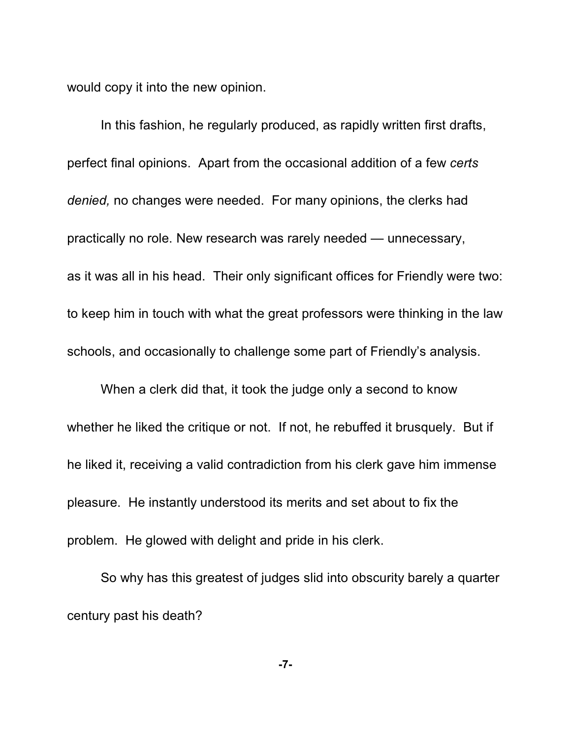would copy it into the new opinion.

In this fashion, he regularly produced, as rapidly written first drafts, perfect final opinions. Apart from the occasional addition of a few *certs denied,* no changes were needed. For many opinions, the clerks had practically no role. New research was rarely needed — unnecessary, as it was all in his head. Their only significant offices for Friendly were two: to keep him in touch with what the great professors were thinking in the law schools, and occasionally to challenge some part of Friendly's analysis.

When a clerk did that, it took the judge only a second to know whether he liked the critique or not. If not, he rebuffed it brusquely. But if he liked it, receiving a valid contradiction from his clerk gave him immense pleasure. He instantly understood its merits and set about to fix the problem. He glowed with delight and pride in his clerk.

So why has this greatest of judges slid into obscurity barely a quarter century past his death?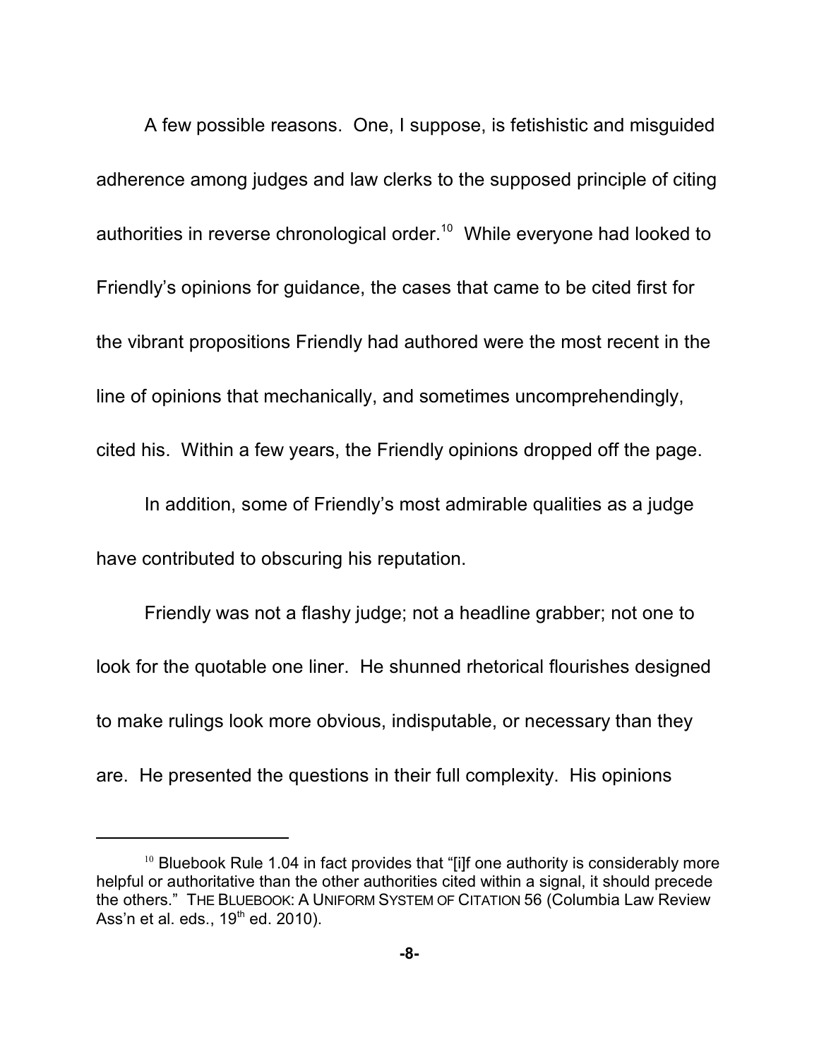A few possible reasons. One, I suppose, is fetishistic and misguided adherence among judges and law clerks to the supposed principle of citing authorities in reverse chronological order.[10] While everyone had looked to Friendly's opinions for guidance, the cases that came to be cited first for the vibrant propositions Friendly had authored were the most recent in the line of opinions that mechanically, and sometimes uncomprehendingly, cited his. Within a few years, the Friendly opinions dropped off the page.

In addition, some of Friendly's most admirable qualities as a judge have contributed to obscuring his reputation.

Friendly was not a flashy judge; not a headline grabber; not one to look for the quotable one liner. He shunned rhetorical flourishes designed to make rulings look more obvious, indisputable, or necessary than they are. He presented the questions in their full complexity. His opinions

---

[10] Bluebook Rule 1.04 in fact provides that "[i]f one authority is considerably more helpful or authoritative than the other authorities cited within a signal, it should precede the others." THE BLUEBOOK: A UNIFORM SYSTEM OF CITATION 56 (Columbia Law Review Ass'n et al. eds., 19th ed. 2010).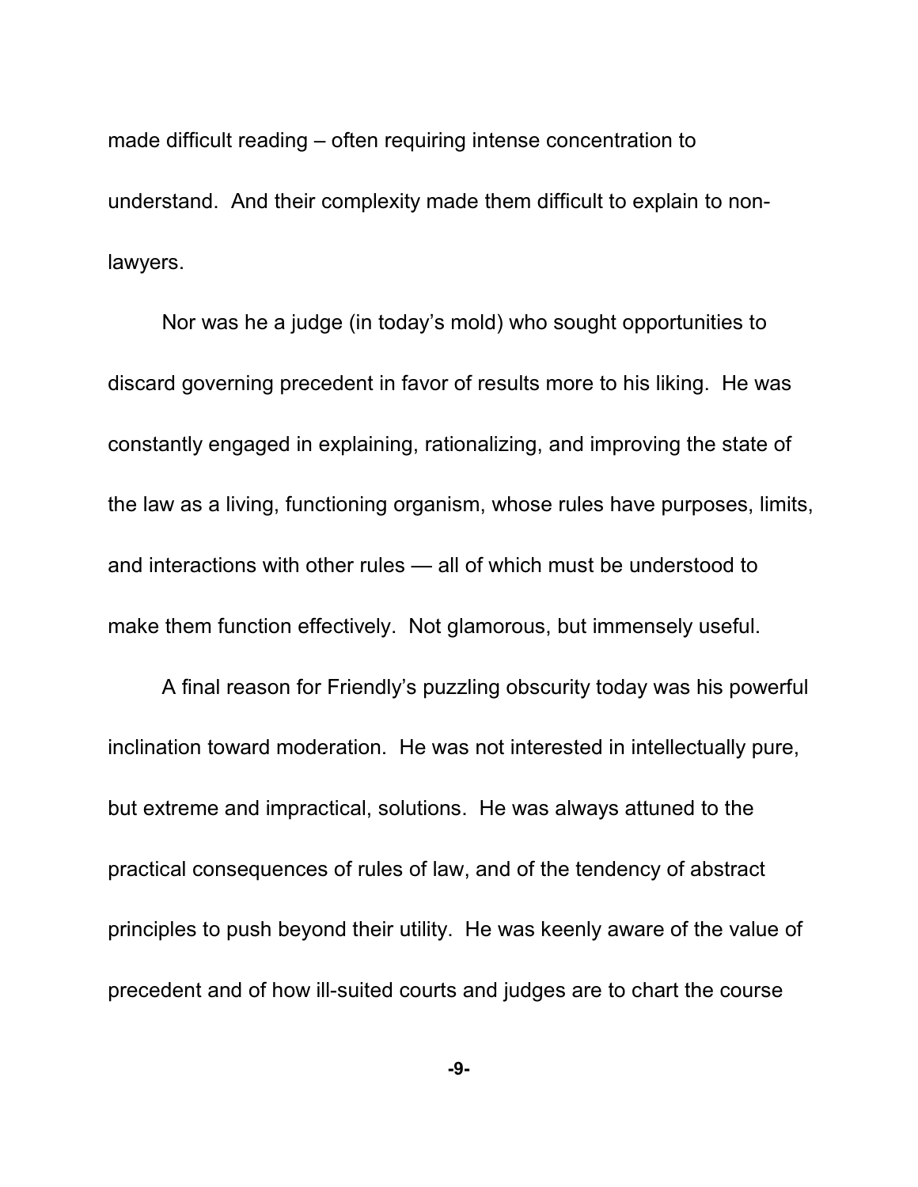made difficult reading – often requiring intense concentration to understand. And their complexity made them difficult to explain to non-lawyers.

Nor was he a judge (in today's mold) who sought opportunities to discard governing precedent in favor of results more to his liking. He was constantly engaged in explaining, rationalizing, and improving the state of the law as a living, functioning organism, whose rules have purposes, limits, and interactions with other rules — all of which must be understood to make them function effectively. Not glamorous, but immensely useful.

A final reason for Friendly's puzzling obscurity today was his powerful inclination toward moderation. He was not interested in intellectually pure, but extreme and impractical, solutions. He was always attuned to the practical consequences of rules of law, and of the tendency of abstract principles to push beyond their utility. He was keenly aware of the value of precedent and of how ill-suited courts and judges are to chart the course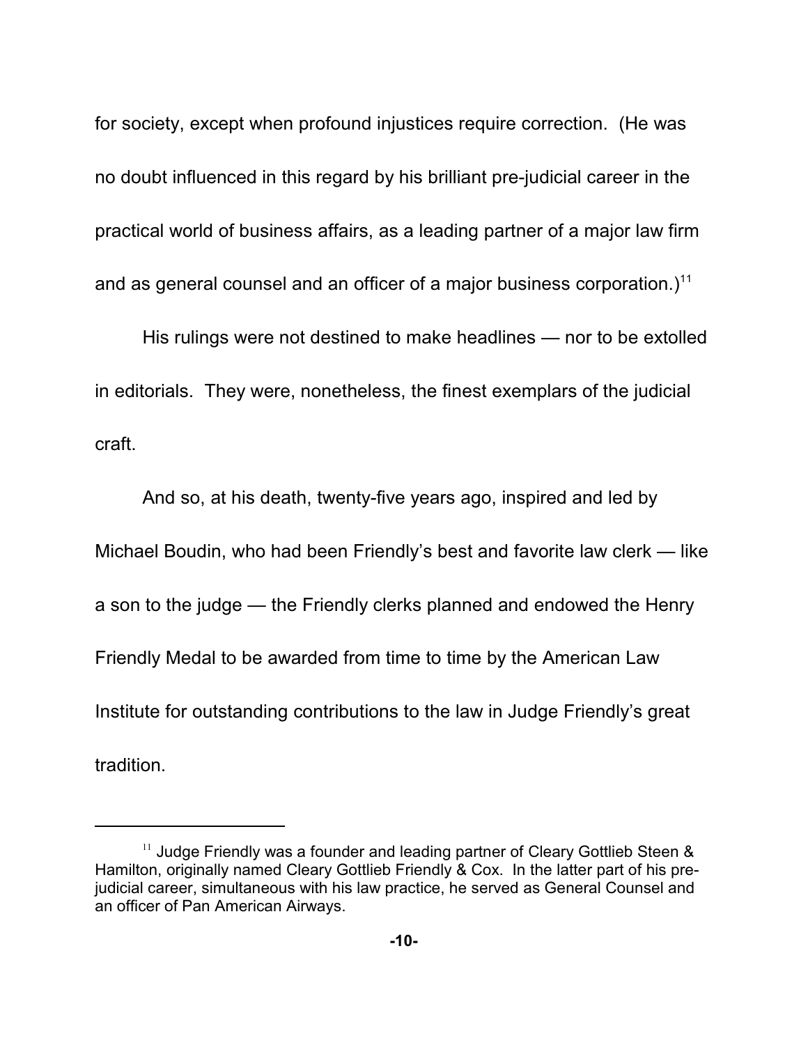for society, except when profound injustices require correction. (He was no doubt influenced in this regard by his brilliant pre-judicial career in the practical world of business affairs, as a leading partner of a major law firm and as general counsel and an officer of a major business corporation.)[11]

His rulings were not destined to make headlines — nor to be extolled in editorials. They were, nonetheless, the finest exemplars of the judicial craft.

And so, at his death, twenty-five years ago, inspired and led by Michael Boudin, who had been Friendly's best and favorite law clerk — like a son to the judge — the Friendly clerks planned and endowed the Henry Friendly Medal to be awarded from time to time by the American Law Institute for outstanding contributions to the law in Judge Friendly's great tradition.

---

[11] Judge Friendly was a founder and leading partner of Cleary Gottlieb Steen & Hamilton, originally named Cleary Gottlieb Friendly & Cox. In the latter part of his pre-judicial career, simultaneous with his law practice, he served as General Counsel and an officer of Pan American Airways.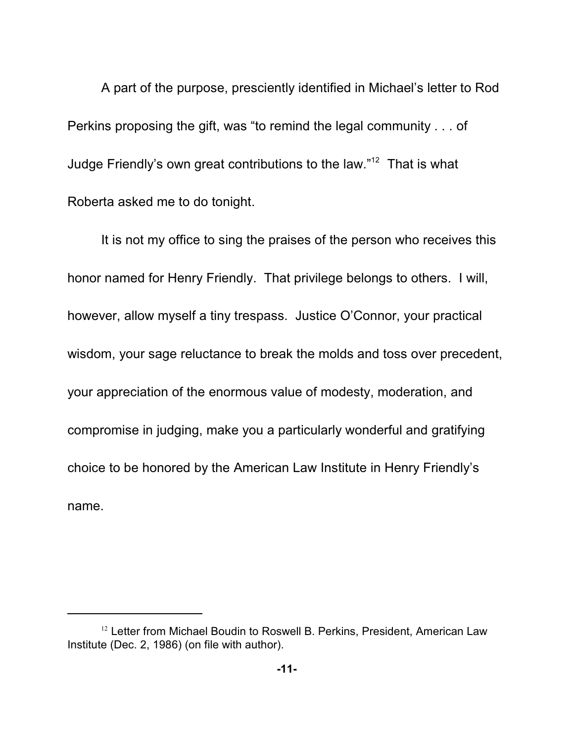A part of the purpose, presciently identified in Michael's letter to Rod Perkins proposing the gift, was "to remind the legal community . . . of Judge Friendly's own great contributions to the law."[12] That is what Roberta asked me to do tonight.

It is not my office to sing the praises of the person who receives this honor named for Henry Friendly. That privilege belongs to others. I will, however, allow myself a tiny trespass. Justice O'Connor, your practical wisdom, your sage reluctance to break the molds and toss over precedent, your appreciation of the enormous value of modesty, moderation, and compromise in judging, make you a particularly wonderful and gratifying choice to be honored by the American Law Institute in Henry Friendly's name.

---

[12] Letter from Michael Boudin to Roswell B. Perkins, President, American Law Institute (Dec. 2, 1986) (on file with author).